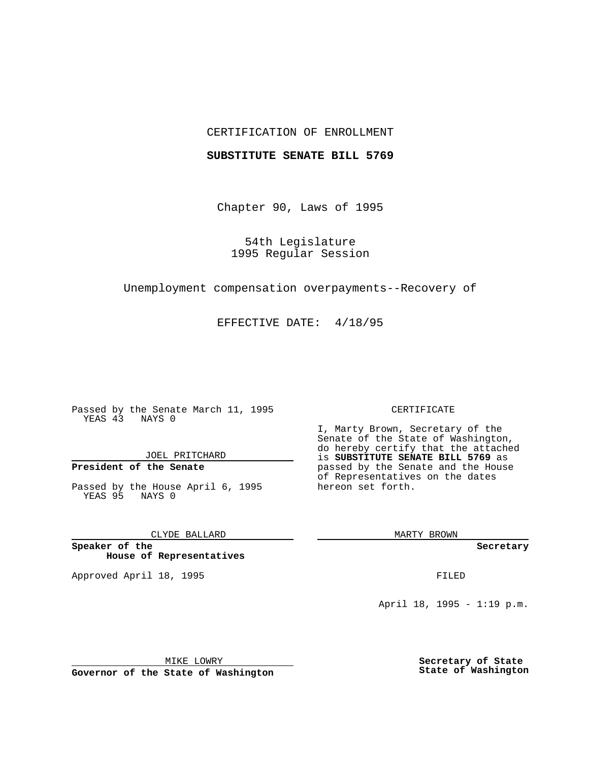CERTIFICATION OF ENROLLMENT

**SUBSTITUTE SENATE BILL 5769**

Chapter 90, Laws of 1995

54th Legislature
1995 Regular Session

Unemployment compensation overpayments--Recovery of

EFFECTIVE DATE: 4/18/95

Passed by the Senate March 11, 1995
YEAS 43 NAYS 0

JOEL PRITCHARD

**President of the Senate**

Passed by the House April 6, 1995
YEAS 95 NAYS 0

CLYDE BALLARD

**Speaker of the House of Representatives**

Approved April 18, 1995

MIKE LOWRY

**Governor of the State of Washington**

CERTIFICATE

I, Marty Brown, Secretary of the Senate of the State of Washington, do hereby certify that the attached is **SUBSTITUTE SENATE BILL 5769** as passed by the Senate and the House of Representatives on the dates hereon set forth.

MARTY BROWN

**Secretary**

FILED

April 18, 1995 - 1:19 p.m.

**Secretary of State State of Washington**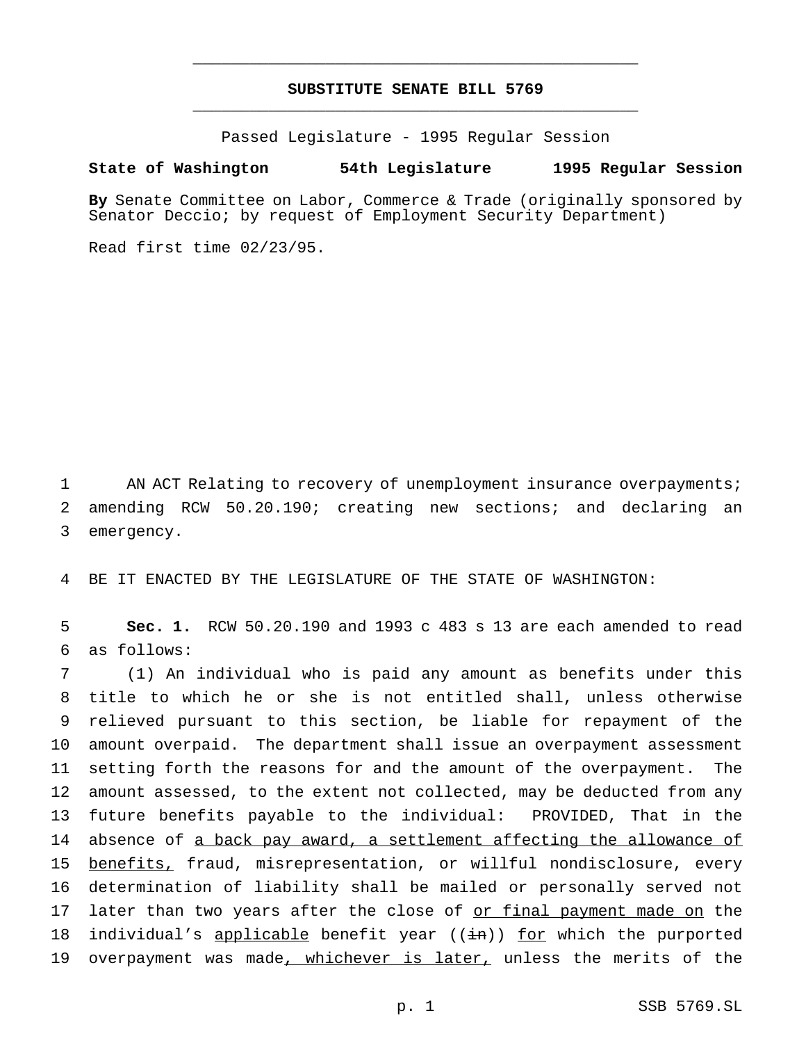# SUBSTITUTE SENATE BILL 5769

Passed Legislature - 1995 Regular Session

**State of Washington 54th Legislature 1995 Regular Session**

**By** Senate Committee on Labor, Commerce & Trade (originally sponsored by Senator Deccio; by request of Employment Security Department)

Read first time 02/23/95.

AN ACT Relating to recovery of unemployment insurance overpayments; amending RCW 50.20.190; creating new sections; and declaring an emergency.

BE IT ENACTED BY THE LEGISLATURE OF THE STATE OF WASHINGTON:

**Sec. 1.** RCW 50.20.190 and 1993 c 483 s 13 are each amended to read as follows:

(1) An individual who is paid any amount as benefits under this title to which he or she is not entitled shall, unless otherwise relieved pursuant to this section, be liable for repayment of the amount overpaid. The department shall issue an overpayment assessment setting forth the reasons for and the amount of the overpayment. The amount assessed, to the extent not collected, may be deducted from any future benefits payable to the individual: PROVIDED, That in the absence of a back pay award, a settlement affecting the allowance of benefits, fraud, misrepresentation, or willful nondisclosure, every determination of liability shall be mailed or personally served not later than two years after the close of or final payment made on the individual's applicable benefit year ((in)) for which the purported overpayment was made, whichever is later, unless the merits of the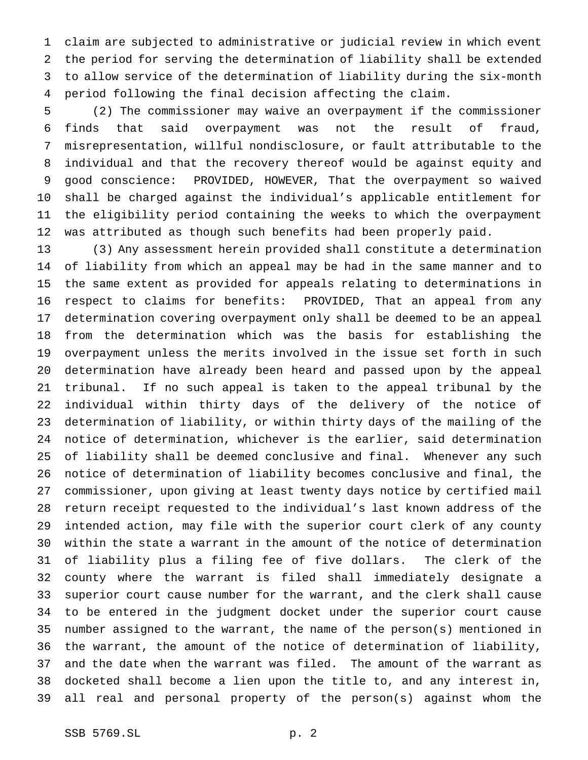claim are subjected to administrative or judicial review in which event the period for serving the determination of liability shall be extended to allow service of the determination of liability during the six-month period following the final decision affecting the claim.

(2) The commissioner may waive an overpayment if the commissioner finds that said overpayment was not the result of fraud, misrepresentation, willful nondisclosure, or fault attributable to the individual and that the recovery thereof would be against equity and good conscience: PROVIDED, HOWEVER, That the overpayment so waived shall be charged against the individual's applicable entitlement for the eligibility period containing the weeks to which the overpayment was attributed as though such benefits had been properly paid.

(3) Any assessment herein provided shall constitute a determination of liability from which an appeal may be had in the same manner and to the same extent as provided for appeals relating to determinations in respect to claims for benefits: PROVIDED, That an appeal from any determination covering overpayment only shall be deemed to be an appeal from the determination which was the basis for establishing the overpayment unless the merits involved in the issue set forth in such determination have already been heard and passed upon by the appeal tribunal. If no such appeal is taken to the appeal tribunal by the individual within thirty days of the delivery of the notice of determination of liability, or within thirty days of the mailing of the notice of determination, whichever is the earlier, said determination of liability shall be deemed conclusive and final. Whenever any such notice of determination of liability becomes conclusive and final, the commissioner, upon giving at least twenty days notice by certified mail return receipt requested to the individual's last known address of the intended action, may file with the superior court clerk of any county within the state a warrant in the amount of the notice of determination of liability plus a filing fee of five dollars. The clerk of the county where the warrant is filed shall immediately designate a superior court cause number for the warrant, and the clerk shall cause to be entered in the judgment docket under the superior court cause number assigned to the warrant, the name of the person(s) mentioned in the warrant, the amount of the notice of determination of liability, and the date when the warrant was filed. The amount of the warrant as docketed shall become a lien upon the title to, and any interest in, all real and personal property of the person(s) against whom the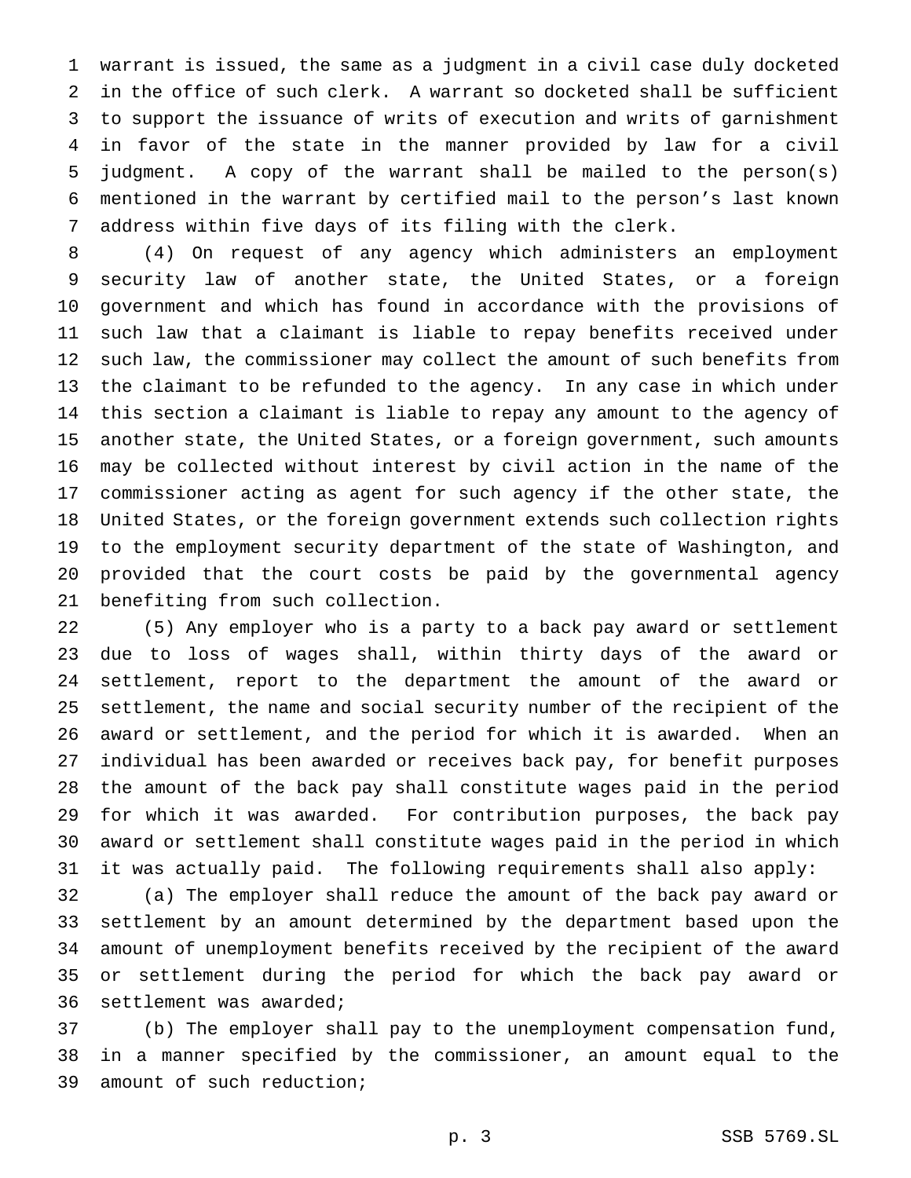warrant is issued, the same as a judgment in a civil case duly docketed in the office of such clerk. A warrant so docketed shall be sufficient to support the issuance of writs of execution and writs of garnishment in favor of the state in the manner provided by law for a civil judgment. A copy of the warrant shall be mailed to the person(s) mentioned in the warrant by certified mail to the person's last known address within five days of its filing with the clerk.

(4) On request of any agency which administers an employment security law of another state, the United States, or a foreign government and which has found in accordance with the provisions of such law that a claimant is liable to repay benefits received under such law, the commissioner may collect the amount of such benefits from the claimant to be refunded to the agency. In any case in which under this section a claimant is liable to repay any amount to the agency of another state, the United States, or a foreign government, such amounts may be collected without interest by civil action in the name of the commissioner acting as agent for such agency if the other state, the United States, or the foreign government extends such collection rights to the employment security department of the state of Washington, and provided that the court costs be paid by the governmental agency benefiting from such collection.

(5) Any employer who is a party to a back pay award or settlement due to loss of wages shall, within thirty days of the award or settlement, report to the department the amount of the award or settlement, the name and social security number of the recipient of the award or settlement, and the period for which it is awarded. When an individual has been awarded or receives back pay, for benefit purposes the amount of the back pay shall constitute wages paid in the period for which it was awarded. For contribution purposes, the back pay award or settlement shall constitute wages paid in the period in which it was actually paid. The following requirements shall also apply:

(a) The employer shall reduce the amount of the back pay award or settlement by an amount determined by the department based upon the amount of unemployment benefits received by the recipient of the award or settlement during the period for which the back pay award or settlement was awarded;

(b) The employer shall pay to the unemployment compensation fund, in a manner specified by the commissioner, an amount equal to the amount of such reduction;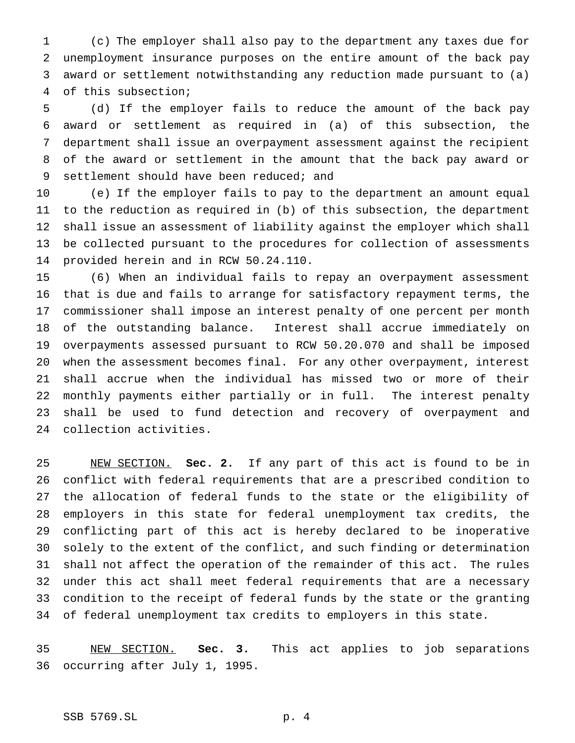(c) The employer shall also pay to the department any taxes due for unemployment insurance purposes on the entire amount of the back pay award or settlement notwithstanding any reduction made pursuant to (a) of this subsection;

(d) If the employer fails to reduce the amount of the back pay award or settlement as required in (a) of this subsection, the department shall issue an overpayment assessment against the recipient of the award or settlement in the amount that the back pay award or settlement should have been reduced; and

(e) If the employer fails to pay to the department an amount equal to the reduction as required in (b) of this subsection, the department shall issue an assessment of liability against the employer which shall be collected pursuant to the procedures for collection of assessments provided herein and in RCW 50.24.110.

(6) When an individual fails to repay an overpayment assessment that is due and fails to arrange for satisfactory repayment terms, the commissioner shall impose an interest penalty of one percent per month of the outstanding balance. Interest shall accrue immediately on overpayments assessed pursuant to RCW 50.20.070 and shall be imposed when the assessment becomes final. For any other overpayment, interest shall accrue when the individual has missed two or more of their monthly payments either partially or in full. The interest penalty shall be used to fund detection and recovery of overpayment and collection activities.

NEW SECTION. **Sec. 2.** If any part of this act is found to be in conflict with federal requirements that are a prescribed condition to the allocation of federal funds to the state or the eligibility of employers in this state for federal unemployment tax credits, the conflicting part of this act is hereby declared to be inoperative solely to the extent of the conflict, and such finding or determination shall not affect the operation of the remainder of this act. The rules under this act shall meet federal requirements that are a necessary condition to the receipt of federal funds by the state or the granting of federal unemployment tax credits to employers in this state.

NEW SECTION. **Sec. 3.** This act applies to job separations occurring after July 1, 1995.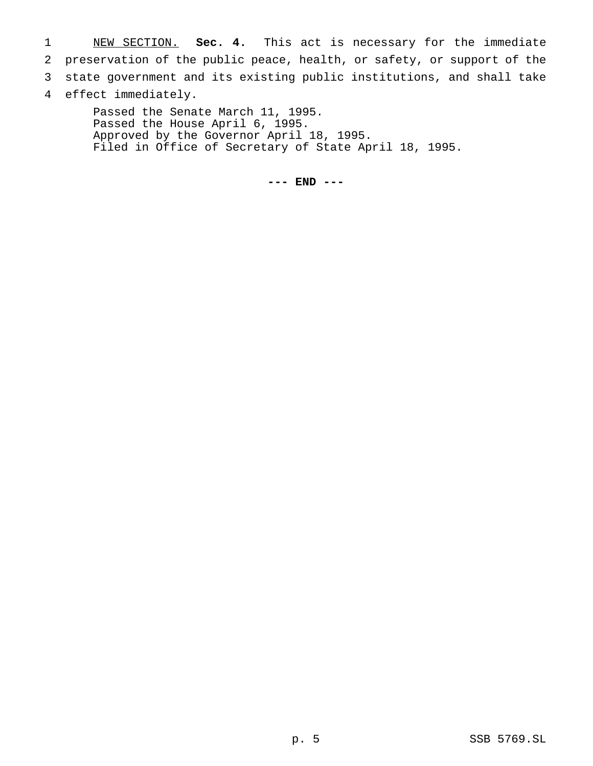NEW SECTION. **Sec. 4.** This act is necessary for the immediate preservation of the public peace, health, or safety, or support of the state government and its existing public institutions, and shall take effect immediately.

Passed the Senate March 11, 1995.
Passed the House April 6, 1995.
Approved by the Governor April 18, 1995.
Filed in Office of Secretary of State April 18, 1995.

**--- END ---**